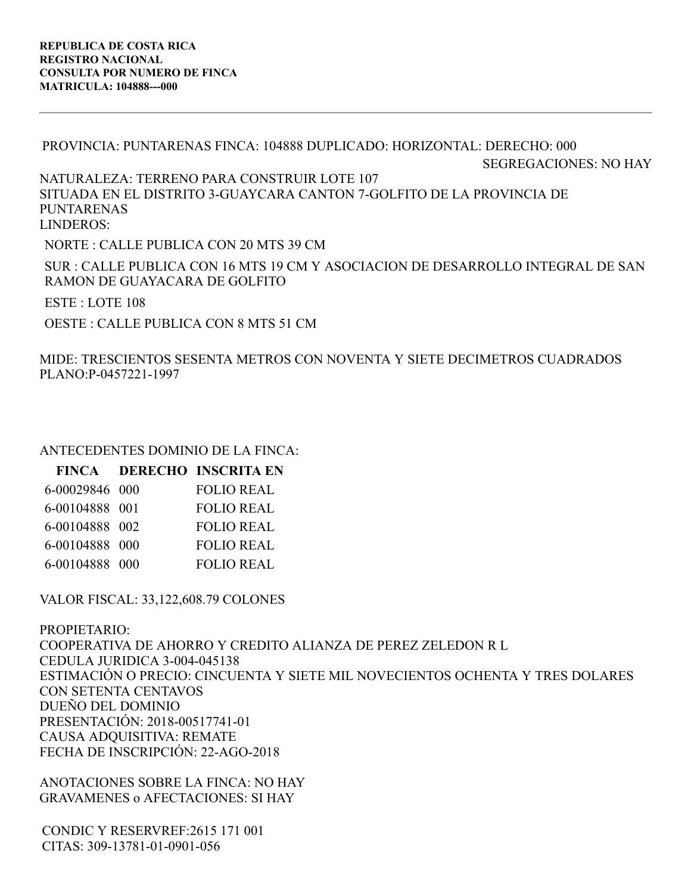**REPUBLICA DE COSTA RICA**
**REGISTRO NACIONAL**
**CONSULTA POR NUMERO DE FINCA**
**MATRICULA: 104888---000**

---

PROVINCIA: PUNTARENAS FINCA: 104888 DUPLICADO: HORIZONTAL: DERECHO: 000

SEGREGACIONES: NO HAY

NATURALEZA: TERRENO PARA CONSTRUIR LOTE 107
SITUADA EN EL DISTRITO 3-GUAYCARA CANTON 7-GOLFITO DE LA PROVINCIA DE PUNTARENAS
LINDEROS:

NORTE : CALLE PUBLICA CON 20 MTS 39 CM

SUR : CALLE PUBLICA CON 16 MTS 19 CM Y ASOCIACION DE DESARROLLO INTEGRAL DE SAN RAMON DE GUAYACARA DE GOLFITO

ESTE : LOTE 108

OESTE : CALLE PUBLICA CON 8 MTS 51 CM

MIDE: TRESCIENTOS SESENTA METROS CON NOVENTA Y SIETE DECIMETROS CUADRADOS
PLANO:P-0457221-1997

ANTECEDENTES DOMINIO DE LA FINCA:

| FINCA | DERECHO | INSCRITA EN |
|---|---|---|
| 6-00029846 | 000 | FOLIO REAL |
| 6-00104888 | 001 | FOLIO REAL |
| 6-00104888 | 002 | FOLIO REAL |
| 6-00104888 | 000 | FOLIO REAL |
| 6-00104888 | 000 | FOLIO REAL |

VALOR FISCAL: 33,122,608.79 COLONES

PROPIETARIO:
COOPERATIVA DE AHORRO Y CREDITO ALIANZA DE PEREZ ZELEDON R L
CEDULA JURIDICA 3-004-045138
ESTIMACIÓN O PRECIO: CINCUENTA Y SIETE MIL NOVECIENTOS OCHENTA Y TRES DOLARES CON SETENTA CENTAVOS
DUEÑO DEL DOMINIO
PRESENTACIÓN: 2018-00517741-01
CAUSA ADQUISITIVA: REMATE
FECHA DE INSCRIPCIÓN: 22-AGO-2018

ANOTACIONES SOBRE LA FINCA: NO HAY
GRAVAMENES o AFECTACIONES: SI HAY

CONDIC Y RESERVREF:2615 171 001
CITAS: 309-13781-01-0901-056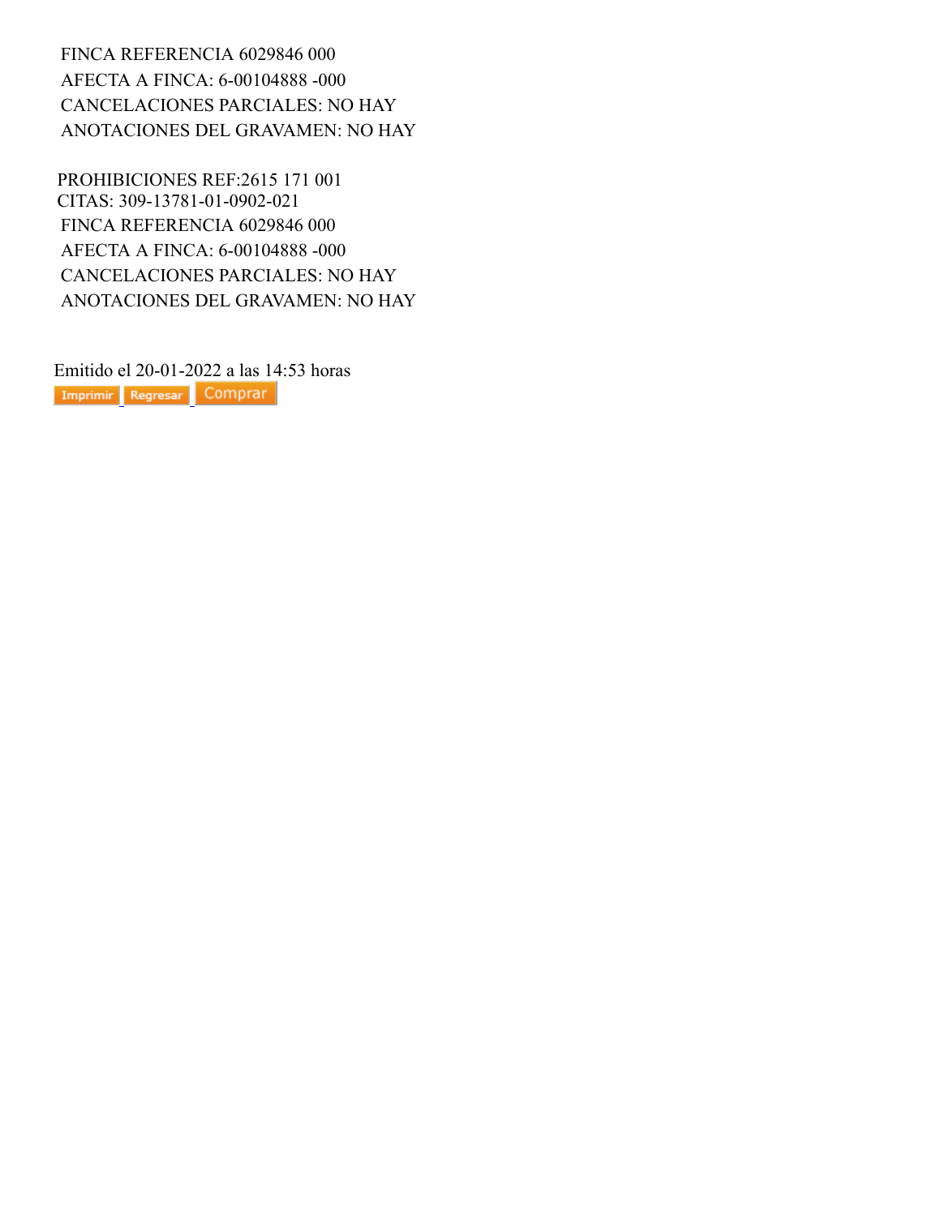FINCA REFERENCIA 6029846 000
AFECTA A FINCA: 6-00104888 -000
CANCELACIONES PARCIALES: NO HAY
ANOTACIONES DEL GRAVAMEN: NO HAY

PROHIBICIONES REF:2615 171 001
CITAS: 309-13781-01-0902-021
FINCA REFERENCIA 6029846 000
AFECTA A FINCA: 6-00104888 -000
CANCELACIONES PARCIALES: NO HAY
ANOTACIONES DEL GRAVAMEN: NO HAY

Emitido el 20-01-2022 a las 14:53 horas

Imprimir Regresar Comprar